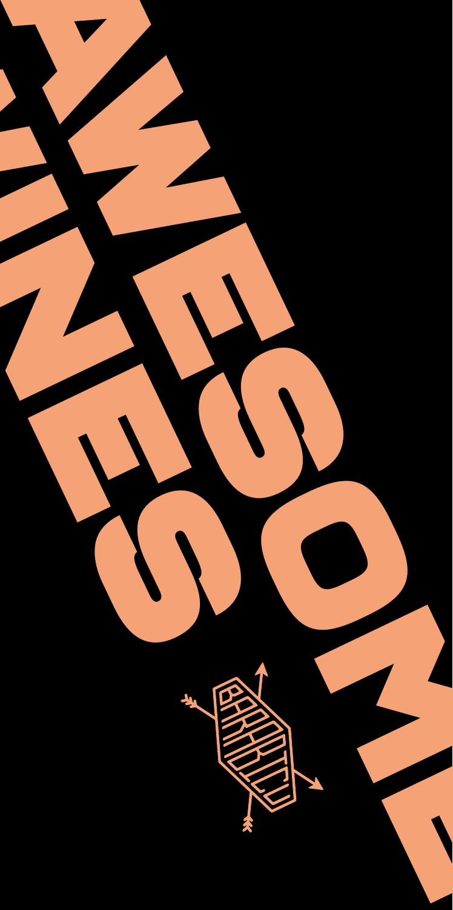# AWESOME

# AWESOMENESS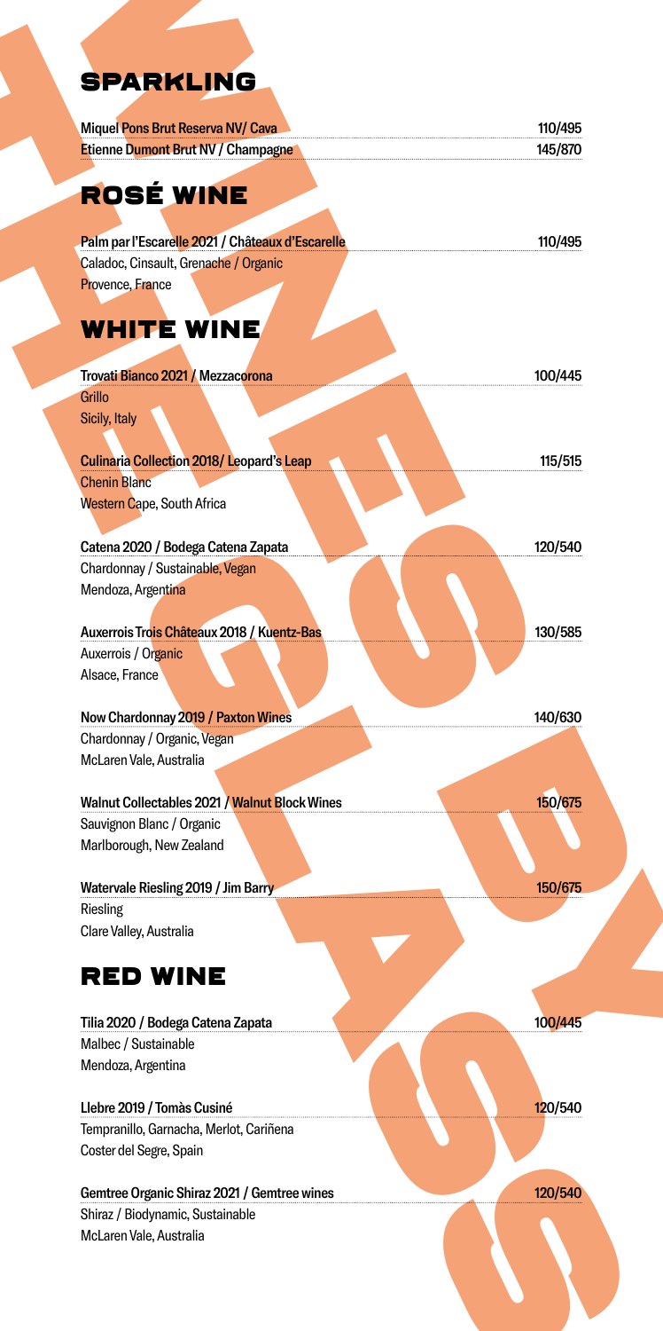## SPARKLING

| | |
|---|---|
| Miquel Pons Brut Reserva NV/ Cava | 110/495 |
| Etienne Dumont Brut NV / Champagne | 145/870 |

## ROSÉ WINE

| | |
|---|---|
| Palm par l'Escarelle 2021 / Châteaux d'Escarelle<br>Caladoc, Cinsault, Grenache / Organic<br>Provence, France | 110/495 |

## WHITE WINE

| | |
|---|---|
| Trovati Bianco 2021 / Mezzacorona<br>Grillo<br>Sicily, Italy | 100/445 |
| Culinaria Collection 2018/ Leopard's Leap<br>Chenin Blanc<br>Western Cape, South Africa | 115/515 |
| Catena 2020 / Bodega Catena Zapata<br>Chardonnay / Sustainable, Vegan<br>Mendoza, Argentina | 120/540 |
| Auxerrois Trois Châteaux 2018 / Kuentz-Bas<br>Auxerrois / Organic<br>Alsace, France | 130/585 |
| Now Chardonnay 2019 / Paxton Wines<br>Chardonnay / Organic, Vegan<br>McLaren Vale, Australia | 140/630 |
| Walnut Collectables 2021 / Walnut Block Wines<br>Sauvignon Blanc / Organic<br>Marlborough, New Zealand | 150/675 |
| Watervale Riesling 2019 / Jim Barry<br>Riesling<br>Clare Valley, Australia | 150/675 |

## RED WINE

| | |
|---|---|
| Tilia 2020 / Bodega Catena Zapata<br>Malbec / Sustainable<br>Mendoza, Argentina | 100/445 |
| Llebre 2019 / Tomàs Cusiné<br>Tempranillo, Garnacha, Merlot, Cariñena<br>Coster del Segre, Spain | 120/540 |
| Gemtree Organic Shiraz 2021 / Gemtree wines<br>Shiraz / Biodynamic, Sustainable<br>McLaren Vale, Australia | 120/540 |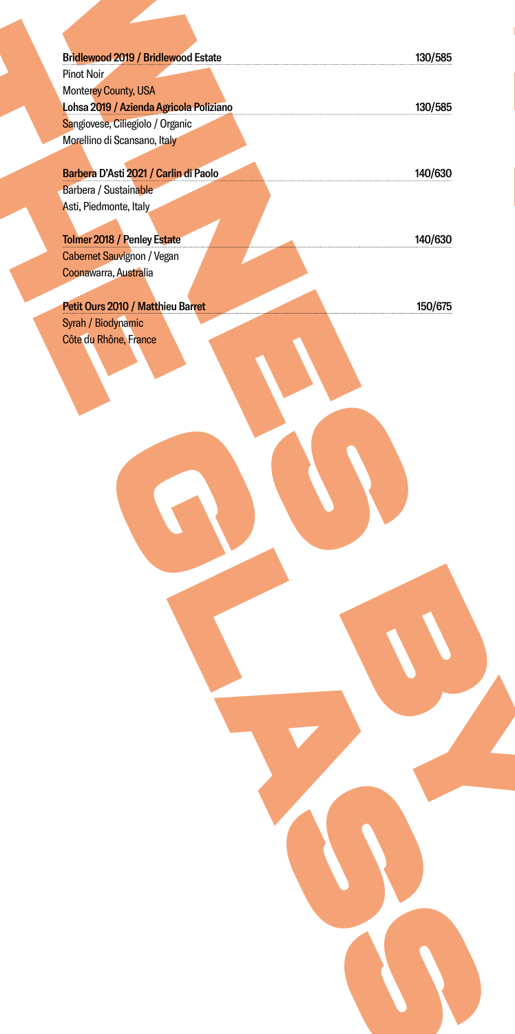# WINES BY THE GLASS

**Bridlewood 2019 / Bridlewood Estate** — 130/585
Pinot Noir
Monterey County, USA

**Lohsa 2019 / Azienda Agricola Poliziano** — 130/585
Sangiovese, Ciliegiolo / Organic
Morellino di Scansano, Italy

**Barbera D'Asti 2021 / Carlin di Paolo** — 140/630
Barbera / Sustainable
Asti, Piedmonte, Italy

**Tolmer 2018 / Penley Estate** — 140/630
Cabernet Sauvignon / Vegan
Coonawarra, Australia

**Petit Ours 2010 / Matthieu Barret** — 150/675
Syrah / Biodynamic
Côte du Rhône, France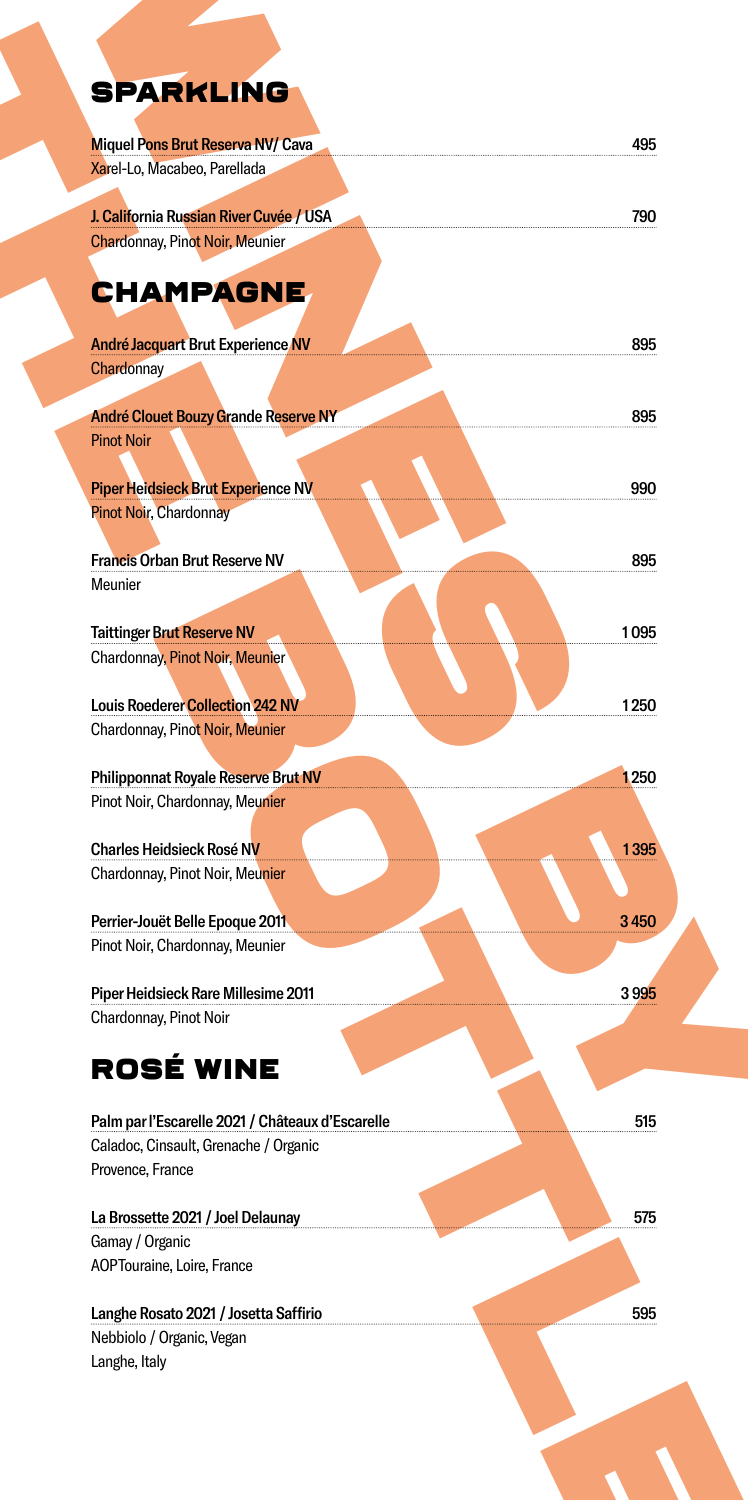## SPARKLING

**Miquel Pons Brut Reserva NV/ Cava** — 495
Xarel-Lo, Macabeo, Parellada

**J. California Russian River Cuvée / USA** — 790
Chardonnay, Pinot Noir, Meunier

## CHAMPAGNE

**André Jacquart Brut Experience NV** — 895
Chardonnay

**André Clouet Bouzy Grande Reserve NY** — 895
Pinot Noir

**Piper Heidsieck Brut Experience NV** — 990
Pinot Noir, Chardonnay

**Francis Orban Brut Reserve NV** — 895
Meunier

**Taittinger Brut Reserve NV** — 1095
Chardonnay, Pinot Noir, Meunier

**Louis Roederer Collection 242 NV** — 1250
Chardonnay, Pinot Noir, Meunier

**Philipponnat Royale Reserve Brut NV** — 1250
Pinot Noir, Chardonnay, Meunier

**Charles Heidsieck Rosé NV** — 1395
Chardonnay, Pinot Noir, Meunier

**Perrier-Jouët Belle Epoque 2011** — 3450
Pinot Noir, Chardonnay, Meunier

**Piper Heidsieck Rare Millesime 2011** — 3995
Chardonnay, Pinot Noir

## ROSÉ WINE

**Palm par l'Escarelle 2021 / Château d'Escarelle** — 515
Caladoc, Cinsault, Grenache / Organic
Provence, France

**La Brossette 2021 / Joel Delaunay** — 575
Gamay / Organic
AOPTouraine, Loire, France

**Langhe Rosato 2021 / Josetta Saffirio** — 595
Nebbiolo / Organic, Vegan
Langhe, Italy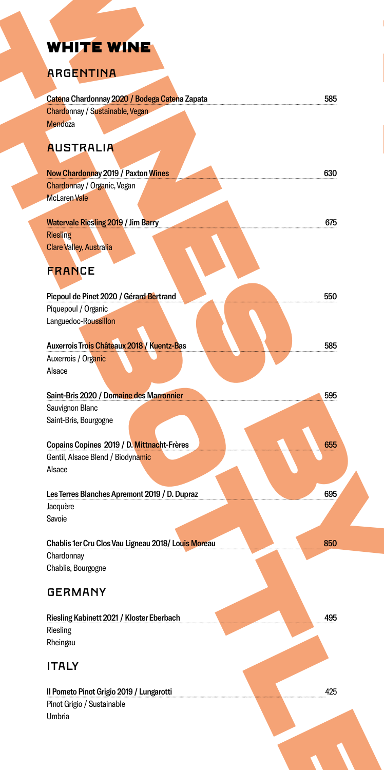# WHITE WINE

## ARGENTINA

**Catena Chardonnay 2020 / Bodega Catena Zapata** 585
Chardonnay / Sustainable, Vegan
Mendoza

## AUSTRALIA

**Now Chardonnay 2019 / Paxton Wines** 630
Chardonnay / Organic, Vegan
McLaren Vale

**Watervale Riesling 2019 / Jim Barry** 675
Riesling
Clare Valley, Australia

## FRANCE

**Picpoul de Pinet 2020 / Gérard Bertrand** 550
Piquepoul / Organic
Languedoc-Roussillon

**Auxerrois Trois Châteaux 2018 / Kuentz-Bas** 585
Auxerrois / Organic
Alsace

**Saint-Bris 2020 / Domaine des Marronnier** 595
Sauvignon Blanc
Saint-Bris, Bourgogne

**Copains Copines 2019 / D. Mittnacht-Frères** 655
Gentil, Alsace Blend / Biodynamic
Alsace

**Les Terres Blanches Apremont 2019 / D. Dupraz** 695
Jacquère
Savoie

**Chablis 1er Cru Clos Vau Ligneau 2018/ Louis Moreau** 850
Chardonnay
Chablis, Bourgogne

## GERMANY

**Riesling Kabinett 2021 / Kloster Eberbach** 495
Riesling
Rheingau

## ITALY

**Il Pometo Pinot Grigio 2019 / Lungarotti** 425
Pinot Grigio / Sustainable
Umbria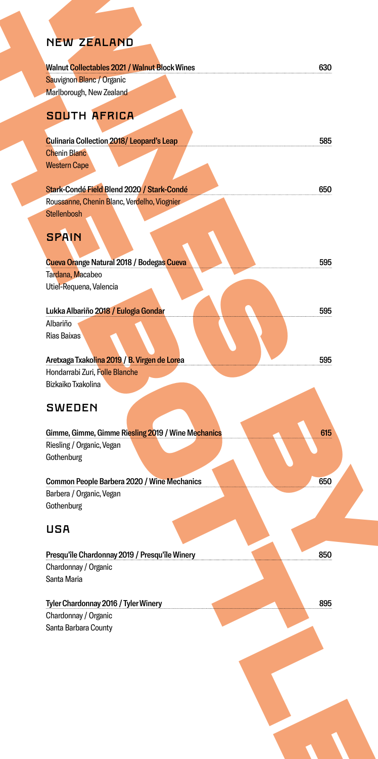## NEW ZEALAND

**Walnut Collectables 2021 / Walnut Block Wines** 630
Sauvignon Blanc / Organic
Marlborough, New Zealand

## SOUTH AFRICA

**Culinaria Collection 2018/ Leopard's Leap** 585
Chenin Blanc
Western Cape

**Stark-Condé Field Blend 2020 / Stark-Condé** 650
Roussanne, Chenin Blanc, Verdelho, Viognier
Stellenbosh

## SPAIN

**Cueva Orange Natural 2018 / Bodegas Cueva** 595
Tardana, Macabeo
Utiel-Requena, Valencia

**Lukka Albariño 2018 / Eulogia Gondar** 595
Albariño
Rias Baixas

**Aretxaga Txakolina 2019 / B. Virgen de Lorea** 595
Hondarrabi Zuri, Folle Blanche
Bizkaiko Txakolina

## SWEDEN

**Gimme, Gimme, Gimme Riesling 2019 / Wine Mechanics** 615
Riesling / Organic, Vegan
Gothenburg

**Common People Barbera 2020 / Wine Mechanics** 650
Barbera / Organic, Vegan
Gothenburg

## USA

**Presqu'île Chardonnay 2019 / Presqu'île Winery** 850
Chardonnay / Organic
Santa Maria

**Tyler Chardonnay 2016 / Tyler Winery** 895
Chardonnay / Organic
Santa Barbara County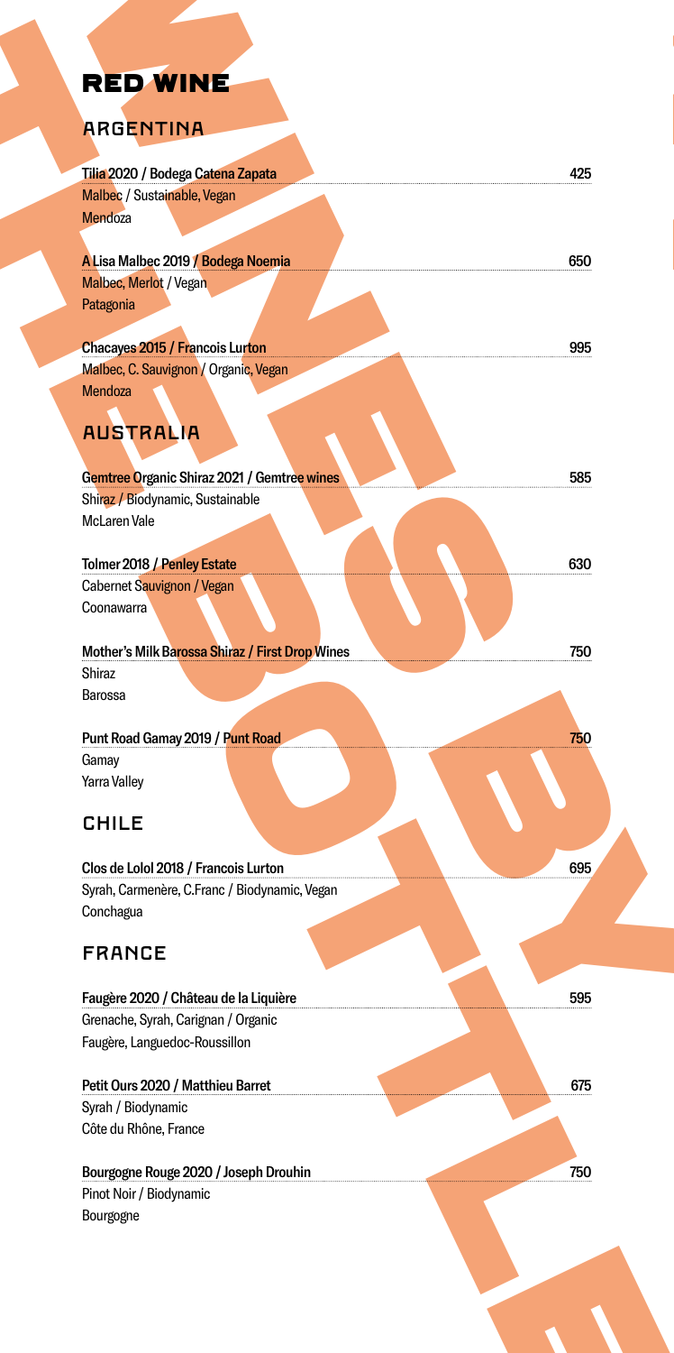# RED WINE

## ARGENTINA

**Tilia 2020 / Bodega Catena Zapata** — 425
Malbec / Sustainable, Vegan
Mendoza

**A Lisa Malbec 2019 / Bodega Noemia** — 650
Malbec, Merlot / Vegan
Patagonia

**Chacayes 2015 / Francois Lurton** — 995
Malbec, C. Sauvignon / Organic, Vegan
Mendoza

## AUSTRALIA

**Gemtree Organic Shiraz 2021 / Gemtree wines** — 585
Shiraz / Biodynamic, Sustainable
McLaren Vale

**Tolmer 2018 / Penley Estate** — 630
Cabernet Sauvignon / Vegan
Coonawarra

**Mother's Milk Barossa Shiraz / First Drop Wines** — 750
Shiraz
Barossa

**Punt Road Gamay 2019 / Punt Road** — 750
Gamay
Yarra Valley

## CHILE

**Clos de Lolol 2018 / Francois Lurton** — 695
Syrah, Carmenère, C.Franc / Biodynamic, Vegan
Conchagua

## FRANCE

**Faugère 2020 / Château de la Liquière** — 595
Grenache, Syrah, Carignan / Organic
Faugère, Languedoc-Roussillon

**Petit Ours 2020 / Matthieu Barret** — 675
Syrah / Biodynamic
Côte du Rhône, France

**Bourgogne Rouge 2020 / Joseph Drouhin** — 750
Pinot Noir / Biodynamic
Bourgogne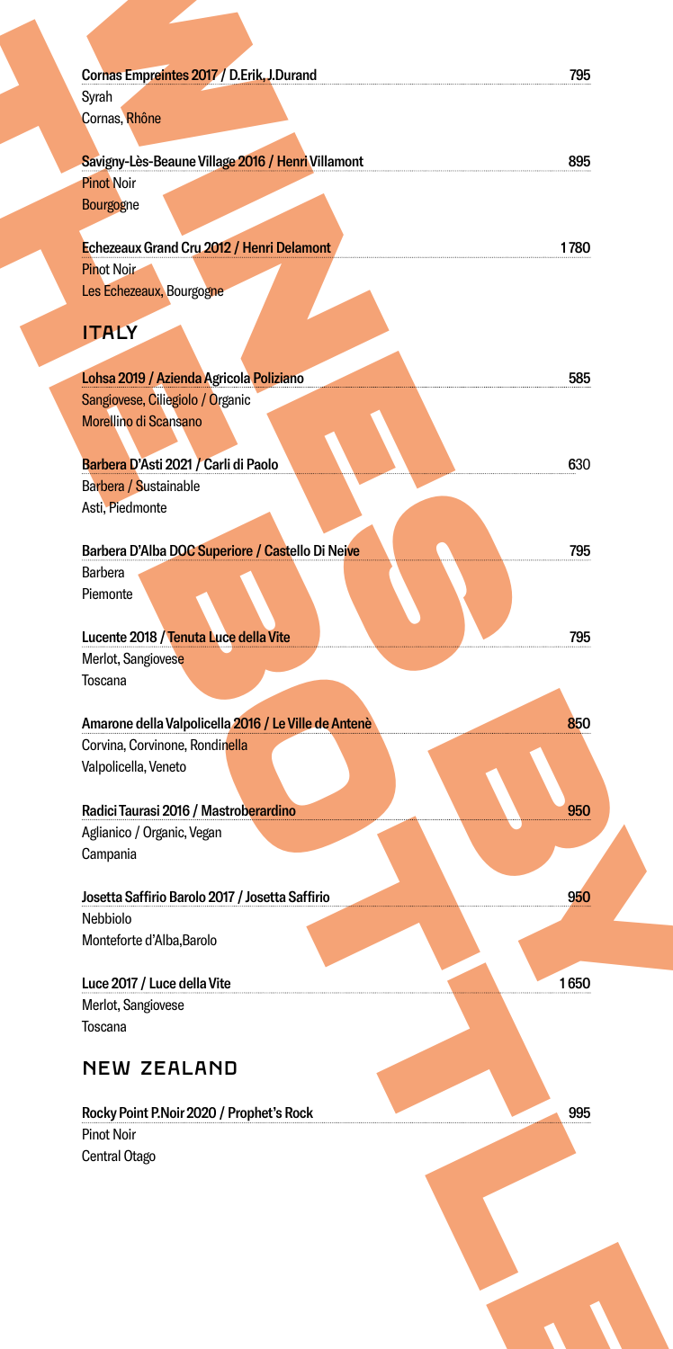Cornas Empreintes 2017 / D.Erik, J.Durand — 795
Syrah
Cornas, Rhône

Savigny-Lès-Beaune Village 2016 / Henri Villamont — 895
Pinot Noir
Bourgogne

Echezeaux Grand Cru 2012 / Henri Delamont — 1780
Pinot Noir
Les Echezeaux, Bourgogne

## ITALY

Lohsa 2019 / Azienda Agricola Poliziano — 585
Sangiovese, Ciliegiolo / Organic
Morellino di Scansano

Barbera D'Asti 2021 / Carli di Paolo — 630
Barbera / Sustainable
Asti, Piedmonte

Barbera D'Alba DOC Superiore / Castello Di Neive — 795
Barbera
Piemonte

Lucente 2018 / Tenuta Luce della Vite — 795
Merlot, Sangiovese
Toscana

Amarone della Valpolicella 2016 / Le Ville de Antenè — 850
Corvina, Corvinone, Rondinella
Valpolicella, Veneto

Radici Taurasi 2016 / Mastroberardino — 950
Aglianico / Organic, Vegan
Campania

Josetta Saffirio Barolo 2017 / Josetta Saffirio — 950
Nebbiolo
Monteforte d'Alba,Barolo

Luce 2017 / Luce della Vite — 1650
Merlot, Sangiovese
Toscana

## NEW ZEALAND

Rocky Point P.Noir 2020 / Prophet's Rock — 995
Pinot Noir
Central Otago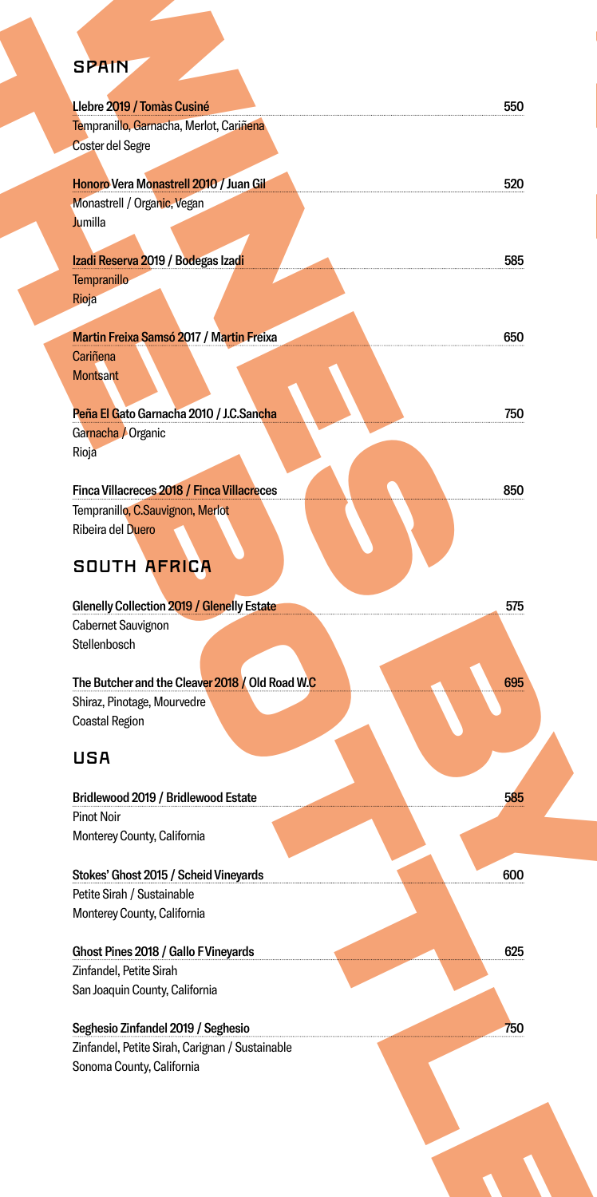## SPAIN

**Llebre 2019 / Tomàs Cusiné** 550
Tempranillo, Garnacha, Merlot, Cariñena
Coster del Segre

**Honoro Vera Monastrell 2010 / Juan Gil** 520
Monastrell / Organic, Vegan
Jumilla

**Izadi Reserva 2019 / Bodegas Izadi** 585
Tempranillo
Rioja

**Martin Freixa Samsó 2017 / Martin Freixa** 650
Cariñena
Montsant

**Peña El Gato Garnacha 2010 / J.C.Sancha** 750
Garnacha / Organic
Rioja

**Finca Villacreces 2018 / Finca Villacreces** 850
Tempranillo, C.Sauvignon, Merlot
Ribeira del Duero

## SOUTH AFRICA

**Glenelly Collection 2019 / Glenelly Estate** 575
Cabernet Sauvignon
Stellenbosch

**The Butcher and the Cleaver 2018 / Old Road W.C** 695
Shiraz, Pinotage, Mourvedre
Coastal Region

## USA

**Bridlewood 2019 / Bridlewood Estate** 585
Pinot Noir
Monterey County, California

**Stokes' Ghost 2015 / Scheid Vineyards** 600
Petite Sirah / Sustainable
Monterey County, California

**Ghost Pines 2018 / Gallo F Vineyards** 625
Zinfandel, Petite Sirah
San Joaquin County, California

**Seghesio Zinfandel 2019 / Seghesio** 750
Zinfandel, Petite Sirah, Carignan / Sustainable
Sonoma County, California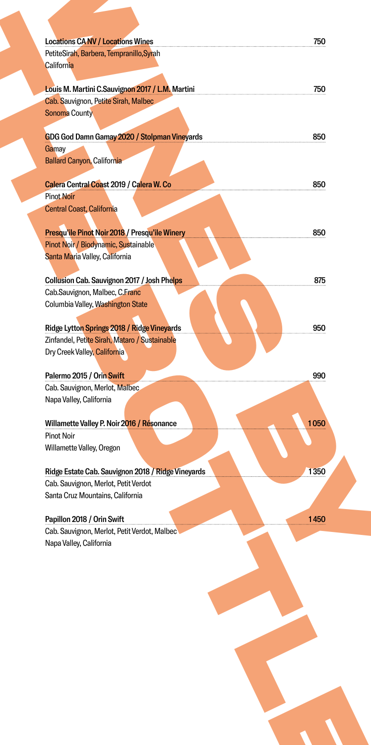**Locations CA NV / Locations Wines** 750
PetiteSirah, Barbera, Tempranillo,Syrah
California

**Louis M. Martini C.Sauvignon 2017 / L.M. Martini** 750
Cab. Sauvignon, Petite Sirah, Malbec
Sonoma County

**GDG God Damn Gamay 2020 / Stolpman Vineyards** 850
Gamay
Ballard Canyon, California

**Calera Central Coast 2019 / Calera W. Co** 850
Pinot Noir
Central Coast, California

**Presqu'ile Pinot Noir 2018 / Presqu'ile Winery** 850
Pinot Noir / Biodynamic, Sustainable
Santa Maria Valley, California

**Collusion Cab. Sauvignon 2017 / Josh Phelps** 875
Cab.Sauvignon, Malbec, C.Franc
Columbia Valley, Washington State

**Ridge Lytton Springs 2018 / Ridge Vineyards** 950
Zinfandel, Petite Sirah, Mataro / Sustainable
Dry Creek Valley, California

**Palermo 2015 / Orin Swift** 990
Cab. Sauvignon, Merlot, Malbec
Napa Valley, California

**Willamette Valley P. Noir 2016 / Résonance** 1050
Pinot Noir
Willamette Valley, Oregon

**Ridge Estate Cab. Sauvignon 2018 / Ridge Vineyards** 1350
Cab. Sauvignon, Merlot, Petit Verdot
Santa Cruz Mountains, California

**Papillon 2018 / Orin Swift** 1450
Cab. Sauvignon, Merlot, Petit Verdot, Malbec
Napa Valley, California